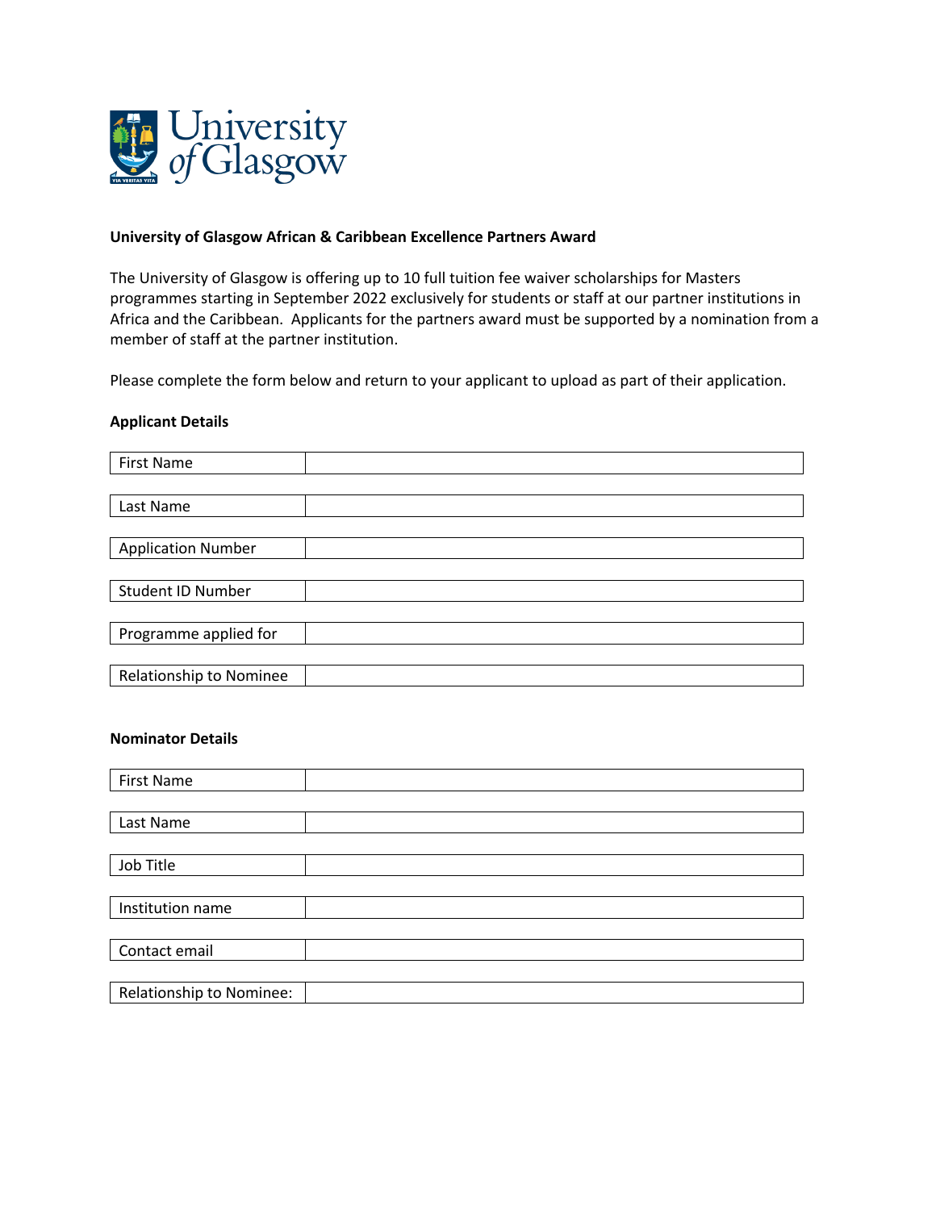University of Glasgow

**University of Glasgow African & Caribbean Excellence Partners Award**

The University of Glasgow is offering up to 10 full tuition fee waiver scholarships for Masters programmes starting in September 2022 exclusively for students or staff at our partner institutions in Africa and the Caribbean. Applicants for the partners award must be supported by a nomination from a member of staff at the partner institution.

Please complete the form below and return to your applicant to upload as part of their application.

**Applicant Details**

| | |
|---|---|
| First Name | |
| Last Name | |
| Application Number | |
| Student ID Number | |
| Programme applied for | |
| Relationship to Nominee | |

**Nominator Details**

| | |
|---|---|
| First Name | |
| Last Name | |
| Job Title | |
| Institution name | |
| Contact email | |
| Relationship to Nominee: | |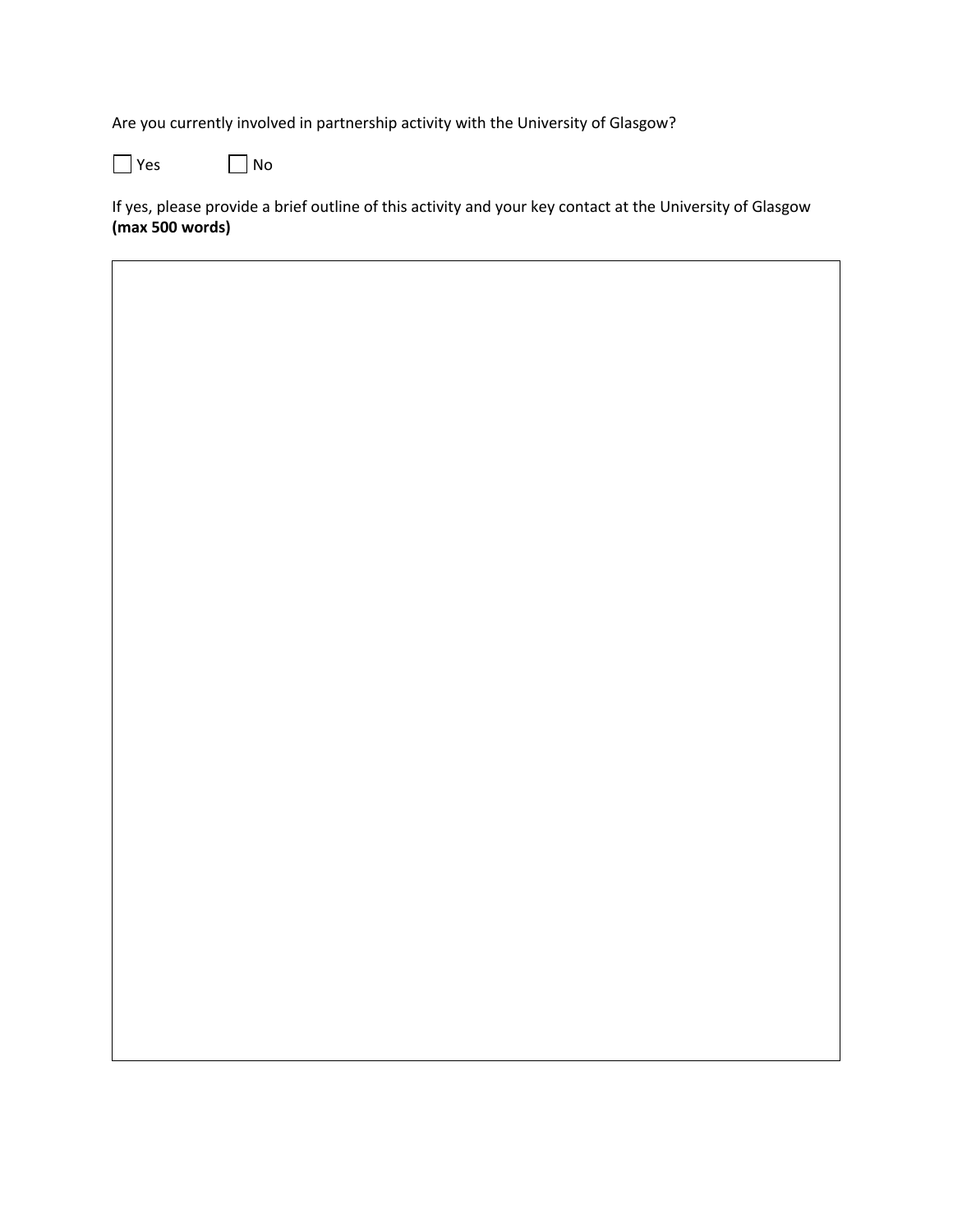Are you currently involved in partnership activity with the University of Glasgow?

☐ Yes ☐ No

If yes, please provide a brief outline of this activity and your key contact at the University of Glasgow **(max 500 words)**

| |
|---|
| |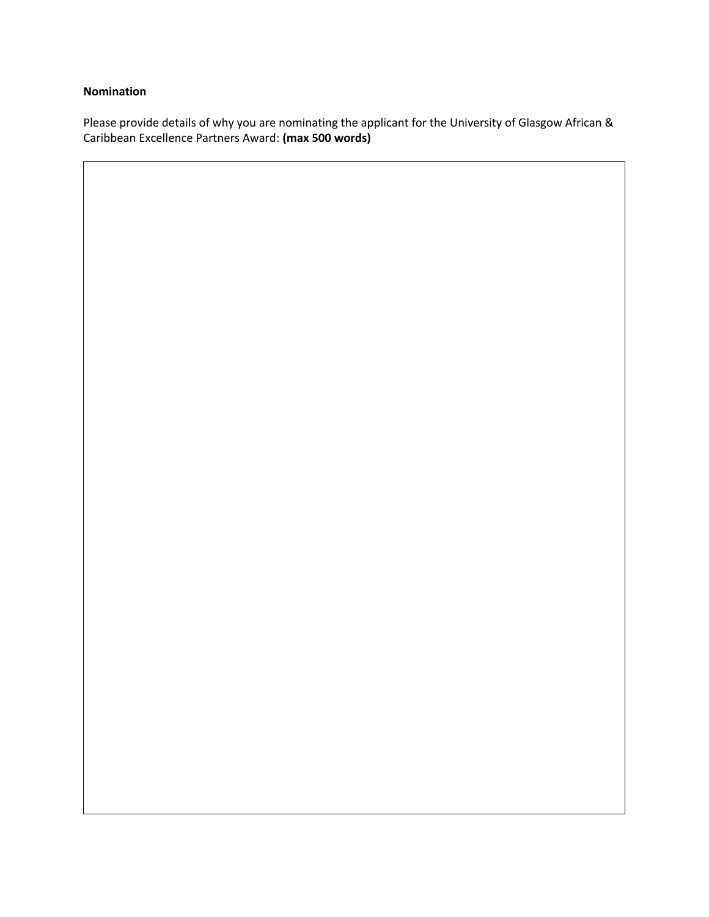**Nomination**

Please provide details of why you are nominating the applicant for the University of Glasgow African & Caribbean Excellence Partners Award: **(max 500 words)**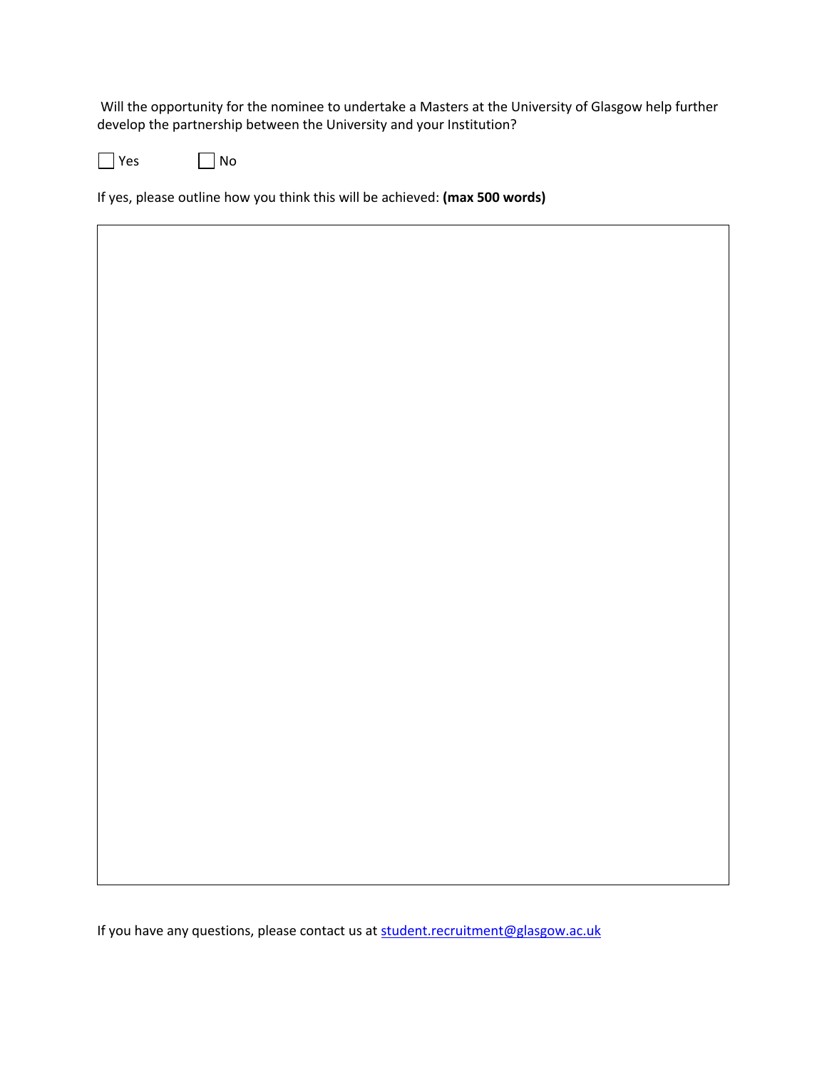Will the opportunity for the nominee to undertake a Masters at the University of Glasgow help further develop the partnership between the University and your Institution?

☐ Yes ☐ No

If yes, please outline how you think this will be achieved: **(max 500 words)**

| |
|---|
| |

If you have any questions, please contact us at student.recruitment@glasgow.ac.uk